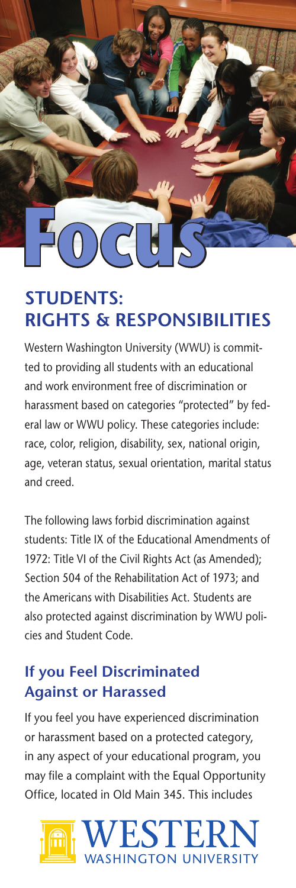# Focus

## STUDENTS: RIGHTS & RESPONSIBILITIES

Western Washington University (WWU) is committed to providing all students with an educational and work environment free of discrimination or harassment based on categories "protected" by federal law or WWU policy. These categories include: race, color, religion, disability, sex, national origin, age, veteran status, sexual orientation, marital status and creed.

The following laws forbid discrimination against students: Title IX of the Educational Amendments of 1972: Title VI of the Civil Rights Act (as Amended); Section 504 of the Rehabilitation Act of 1973; and the Americans with Disabilities Act. Students are also protected against discrimination by WWU policies and Student Code.

### If you Feel Discriminated Against or Harassed

If you feel you have experienced discrimination or harassment based on a protected category, in any aspect of your educational program, you may file a complaint with the Equal Opportunity Office, located in Old Main 345. This includes

WESTERN WASHINGTON UNIVERSITY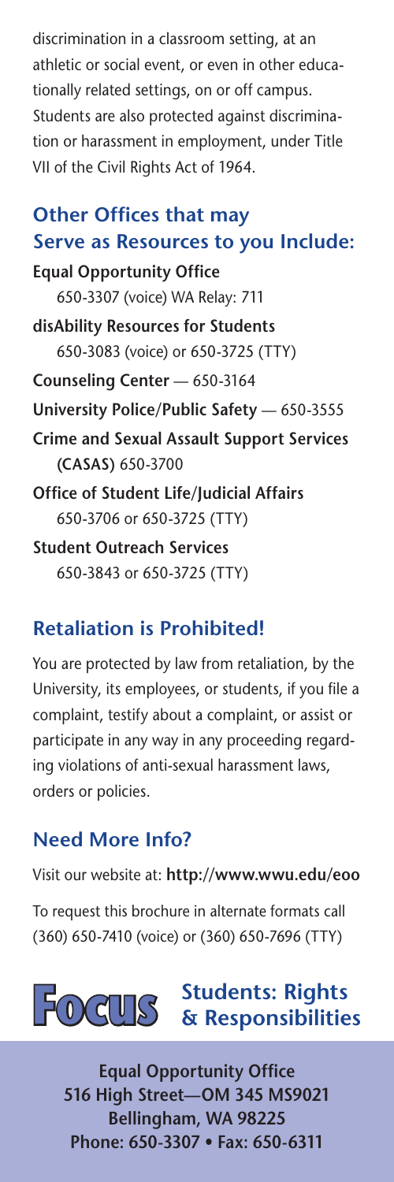discrimination in a classroom setting, at an athletic or social event, or even in other educationally related settings, on or off campus. Students are also protected against discrimination or harassment in employment, under Title VII of the Civil Rights Act of 1964.

## Other Offices that may Serve as Resources to you Include:

**Equal Opportunity Office**
650-3307 (voice) WA Relay: 711

**disAbility Resources for Students**
650-3083 (voice) or 650-3725 (TTY)

**Counseling Center** — 650-3164

**University Police/Public Safety** — 650-3555

**Crime and Sexual Assault Support Services (CASAS)** 650-3700

**Office of Student Life/Judicial Affairs**
650-3706 or 650-3725 (TTY)

**Student Outreach Services**
650-3843 or 650-3725 (TTY)

## Retaliation is Prohibited!

You are protected by law from retaliation, by the University, its employees, or students, if you file a complaint, testify about a complaint, or assist or participate in any way in any proceeding regarding violations of anti-sexual harassment laws, orders or policies.

## Need More Info?

Visit our website at: **http://www.wwu.edu/eoo**

To request this brochure in alternate formats call (360) 650-7410 (voice) or (360) 650-7696 (TTY)

# FOCUS Students: Rights & Responsibilities

**Equal Opportunity Office**
**516 High Street—OM 345 MS9021**
**Bellingham, WA 98225**
**Phone: 650-3307 • Fax: 650-6311**